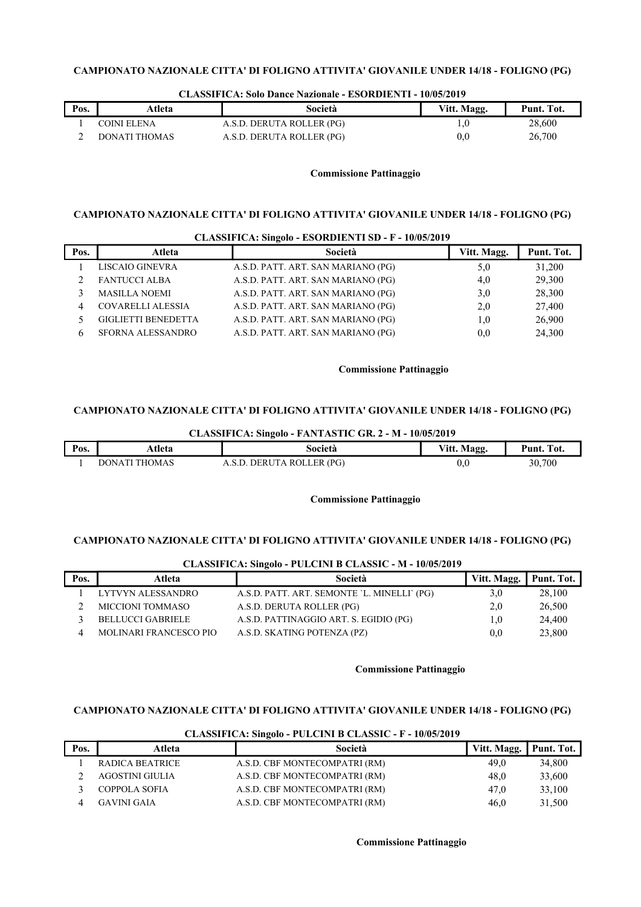**CAMPIONATO NAZIONALE CITTA' DI FOLIGNO ATTIVITA' GIOVANILE UNDER 14/18 - FOLIGNO (PG)**

**CLASSIFICA: Solo Dance Nazionale - ESORDIENTI - 10/05/2019**

| Pos. | Atleta | Società | Vitt. Magg. | Punt. Tot. |
|---|---|---|---|---|
| 1 | COINI ELENA | A.S.D. DERUTA ROLLER (PG) | 1,0 | 28,600 |
| 2 | DONATI THOMAS | A.S.D. DERUTA ROLLER (PG) | 0,0 | 26,700 |

**Commissione Pattinaggio**

**CAMPIONATO NAZIONALE CITTA' DI FOLIGNO ATTIVITA' GIOVANILE UNDER 14/18 - FOLIGNO (PG)**

**CLASSIFICA: Singolo - ESORDIENTI SD - F - 10/05/2019**

| Pos. | Atleta | Società | Vitt. Magg. | Punt. Tot. |
|---|---|---|---|---|
| 1 | LISCAIO GINEVRA | A.S.D. PATT. ART. SAN MARIANO (PG) | 5,0 | 31,200 |
| 2 | FANTUCCI ALBA | A.S.D. PATT. ART. SAN MARIANO (PG) | 4,0 | 29,300 |
| 3 | MASILLA NOEMI | A.S.D. PATT. ART. SAN MARIANO (PG) | 3,0 | 28,300 |
| 4 | COVARELLI ALESSIA | A.S.D. PATT. ART. SAN MARIANO (PG) | 2,0 | 27,400 |
| 5 | GIGLIETTI BENEDETTA | A.S.D. PATT. ART. SAN MARIANO (PG) | 1,0 | 26,900 |
| 6 | SFORNA ALESSANDRO | A.S.D. PATT. ART. SAN MARIANO (PG) | 0,0 | 24,300 |

**Commissione Pattinaggio**

**CAMPIONATO NAZIONALE CITTA' DI FOLIGNO ATTIVITA' GIOVANILE UNDER 14/18 - FOLIGNO (PG)**

**CLASSIFICA: Singolo - FANTASTIC GR. 2 - M - 10/05/2019**

| Pos. | Atleta | Società | Vitt. Magg. | Punt. Tot. |
|---|---|---|---|---|
| 1 | DONATI THOMAS | A.S.D. DERUTA ROLLER (PG) | 0,0 | 30,700 |

**Commissione Pattinaggio**

**CAMPIONATO NAZIONALE CITTA' DI FOLIGNO ATTIVITA' GIOVANILE UNDER 14/18 - FOLIGNO (PG)**

**CLASSIFICA: Singolo - PULCINI B CLASSIC - M - 10/05/2019**

| Pos. | Atleta | Società | Vitt. Magg. | Punt. Tot. |
|---|---|---|---|---|
| 1 | LYTVYN ALESSANDRO | A.S.D. PATT. ART. SEMONTE `L. MINELLI` (PG) | 3,0 | 28,100 |
| 2 | MICCIONI TOMMASO | A.S.D. DERUTA ROLLER (PG) | 2,0 | 26,500 |
| 3 | BELLUCCI GABRIELE | A.S.D. PATTINAGGIO ART. S. EGIDIO (PG) | 1,0 | 24,400 |
| 4 | MOLINARI FRANCESCO PIO | A.S.D. SKATING POTENZA (PZ) | 0,0 | 23,800 |

**Commissione Pattinaggio**

**CAMPIONATO NAZIONALE CITTA' DI FOLIGNO ATTIVITA' GIOVANILE UNDER 14/18 - FOLIGNO (PG)**

**CLASSIFICA: Singolo - PULCINI B CLASSIC - F - 10/05/2019**

| Pos. | Atleta | Società | Vitt. Magg. | Punt. Tot. |
|---|---|---|---|---|
| 1 | RADICA BEATRICE | A.S.D. CBF MONTECOMPATRI (RM) | 49,0 | 34,800 |
| 2 | AGOSTINI GIULIA | A.S.D. CBF MONTECOMPATRI (RM) | 48,0 | 33,600 |
| 3 | COPPOLA SOFIA | A.S.D. CBF MONTECOMPATRI (RM) | 47,0 | 33,100 |
| 4 | GAVINI GAIA | A.S.D. CBF MONTECOMPATRI (RM) | 46,0 | 31,500 |

**Commissione Pattinaggio**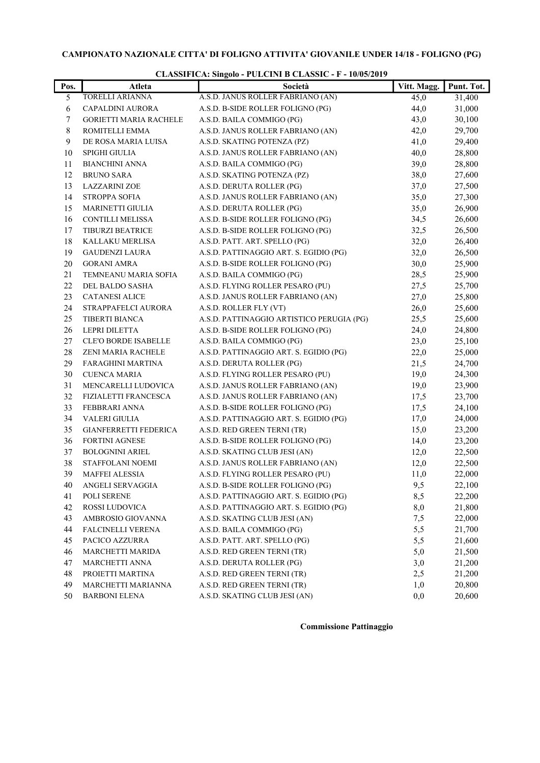**CAMPIONATO NAZIONALE CITTA' DI FOLIGNO ATTIVITA' GIOVANILE UNDER 14/18 - FOLIGNO (PG)**

**CLASSIFICA: Singolo - PULCINI B CLASSIC - F - 10/05/2019**

| Pos. | Atleta | Società | Vitt. Magg. | Punt. Tot. |
|---|---|---|---|---|
| 5 | TORELLI ARIANNA | A.S.D. JANUS ROLLER FABRIANO (AN) | 45,0 | 31,400 |
| 6 | CAPALDINI AURORA | A.S.D. B-SIDE ROLLER FOLIGNO (PG) | 44,0 | 31,000 |
| 7 | GORIETTI MARIA RACHELE | A.S.D. BAILA COMMIGO (PG) | 43,0 | 30,100 |
| 8 | ROMITELLI EMMA | A.S.D. JANUS ROLLER FABRIANO (AN) | 42,0 | 29,700 |
| 9 | DE ROSA MARIA LUISA | A.S.D. SKATING POTENZA (PZ) | 41,0 | 29,400 |
| 10 | SPIGHI GIULIA | A.S.D. JANUS ROLLER FABRIANO (AN) | 40,0 | 28,800 |
| 11 | BIANCHINI ANNA | A.S.D. BAILA COMMIGO (PG) | 39,0 | 28,800 |
| 12 | BRUNO SARA | A.S.D. SKATING POTENZA (PZ) | 38,0 | 27,600 |
| 13 | LAZZARINI ZOE | A.S.D. DERUTA ROLLER (PG) | 37,0 | 27,500 |
| 14 | STROPPA SOFIA | A.S.D. JANUS ROLLER FABRIANO (AN) | 35,0 | 27,300 |
| 15 | MARINETTI GIULIA | A.S.D. DERUTA ROLLER (PG) | 35,0 | 26,900 |
| 16 | CONTILLI MELISSA | A.S.D. B-SIDE ROLLER FOLIGNO (PG) | 34,5 | 26,600 |
| 17 | TIBURZI BEATRICE | A.S.D. B-SIDE ROLLER FOLIGNO (PG) | 32,5 | 26,500 |
| 18 | KALLAKU MERLISA | A.S.D. PATT. ART. SPELLO (PG) | 32,0 | 26,400 |
| 19 | GAUDENZI LAURA | A.S.D. PATTINAGGIO ART. S. EGIDIO (PG) | 32,0 | 26,500 |
| 20 | GORANI AMRA | A.S.D. B-SIDE ROLLER FOLIGNO (PG) | 30,0 | 25,900 |
| 21 | TEMNEANU MARIA SOFIA | A.S.D. BAILA COMMIGO (PG) | 28,5 | 25,900 |
| 22 | DEL BALDO SASHA | A.S.D. FLYING ROLLER PESARO (PU) | 27,5 | 25,700 |
| 23 | CATANESI ALICE | A.S.D. JANUS ROLLER FABRIANO (AN) | 27,0 | 25,800 |
| 24 | STRAPPAFELCI AURORA | A.S.D. ROLLER FLY (VT) | 26,0 | 25,600 |
| 25 | TIBERTI BIANCA | A.S.D. PATTINAGGIO ARTISTICO PERUGIA (PG) | 25,5 | 25,600 |
| 26 | LEPRI DILETTA | A.S.D. B-SIDE ROLLER FOLIGNO (PG) | 24,0 | 24,800 |
| 27 | CLE'O BORDE ISABELLE | A.S.D. BAILA COMMIGO (PG) | 23,0 | 25,100 |
| 28 | ZENI MARIA RACHELE | A.S.D. PATTINAGGIO ART. S. EGIDIO (PG) | 22,0 | 25,000 |
| 29 | FARAGHINI MARTINA | A.S.D. DERUTA ROLLER (PG) | 21,5 | 24,700 |
| 30 | CUENCA MARIA | A.S.D. FLYING ROLLER PESARO (PU) | 19,0 | 24,300 |
| 31 | MENCARELLI LUDOVICA | A.S.D. JANUS ROLLER FABRIANO (AN) | 19,0 | 23,900 |
| 32 | FIZIALETTI FRANCESCA | A.S.D. JANUS ROLLER FABRIANO (AN) | 17,5 | 23,700 |
| 33 | FEBBRARI ANNA | A.S.D. B-SIDE ROLLER FOLIGNO (PG) | 17,5 | 24,100 |
| 34 | VALERI GIULIA | A.S.D. PATTINAGGIO ART. S. EGIDIO (PG) | 17,0 | 24,000 |
| 35 | GIANFERRETTI FEDERICA | A.S.D. RED GREEN TERNI (TR) | 15,0 | 23,200 |
| 36 | FORTINI AGNESE | A.S.D. B-SIDE ROLLER FOLIGNO (PG) | 14,0 | 23,200 |
| 37 | BOLOGNINI ARIEL | A.S.D. SKATING CLUB JESI (AN) | 12,0 | 22,500 |
| 38 | STAFFOLANI NOEMI | A.S.D. JANUS ROLLER FABRIANO (AN) | 12,0 | 22,500 |
| 39 | MAFFEI ALESSIA | A.S.D. FLYING ROLLER PESARO (PU) | 11,0 | 22,000 |
| 40 | ANGELI SERVAGGIA | A.S.D. B-SIDE ROLLER FOLIGNO (PG) | 9,5 | 22,100 |
| 41 | POLI SERENE | A.S.D. PATTINAGGIO ART. S. EGIDIO (PG) | 8,5 | 22,200 |
| 42 | ROSSI LUDOVICA | A.S.D. PATTINAGGIO ART. S. EGIDIO (PG) | 8,0 | 21,800 |
| 43 | AMBROSIO GIOVANNA | A.S.D. SKATING CLUB JESI (AN) | 7,5 | 22,000 |
| 44 | FALCINELLI VERENA | A.S.D. BAILA COMMIGO (PG) | 5,5 | 21,700 |
| 45 | PACICO AZZURRA | A.S.D. PATT. ART. SPELLO (PG) | 5,5 | 21,600 |
| 46 | MARCHETTI MARIDA | A.S.D. RED GREEN TERNI (TR) | 5,0 | 21,500 |
| 47 | MARCHETTI ANNA | A.S.D. DERUTA ROLLER (PG) | 3,0 | 21,200 |
| 48 | PROIETTI MARTINA | A.S.D. RED GREEN TERNI (TR) | 2,5 | 21,200 |
| 49 | MARCHETTI MARIANNA | A.S.D. RED GREEN TERNI (TR) | 1,0 | 20,800 |
| 50 | BARBONI ELENA | A.S.D. SKATING CLUB JESI (AN) | 0,0 | 20,600 |

**Commissione Pattinaggio**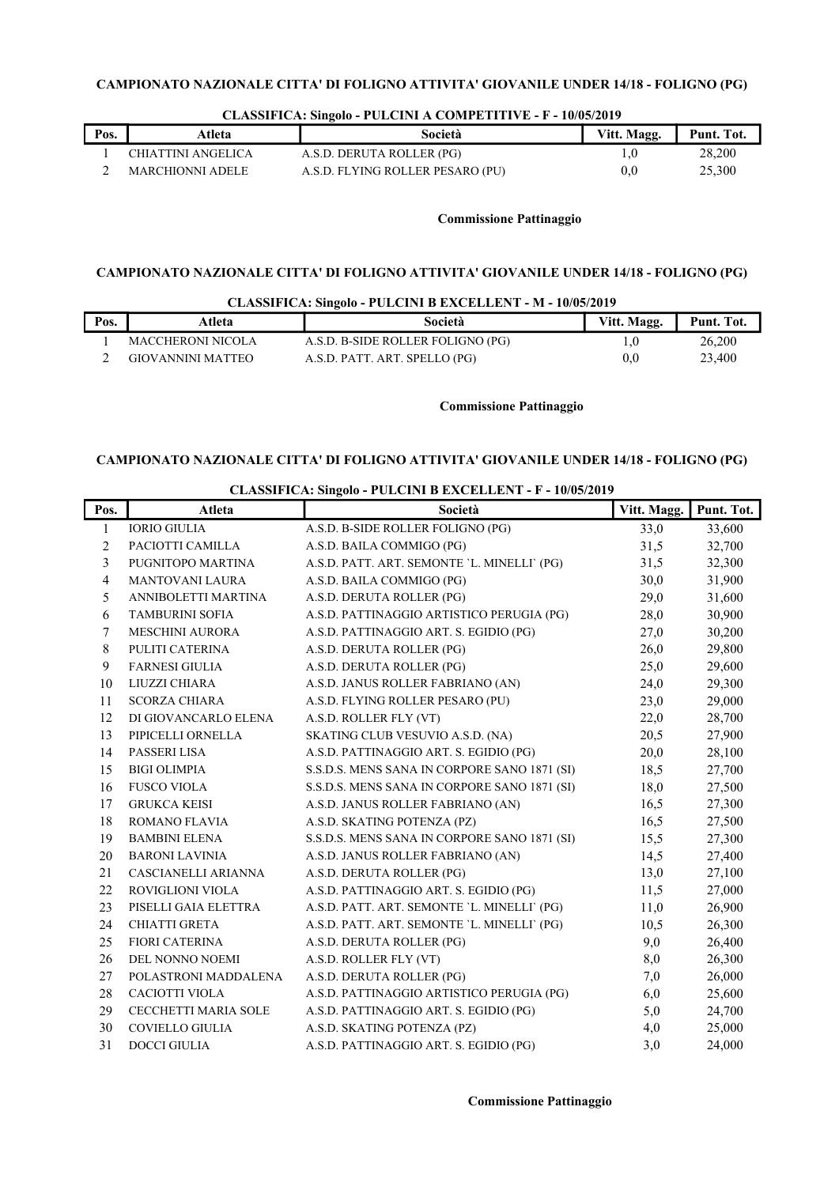**CAMPIONATO NAZIONALE CITTA' DI FOLIGNO ATTIVITA' GIOVANILE UNDER 14/18 - FOLIGNO (PG)**

**CLASSIFICA: Singolo - PULCINI A COMPETITIVE - F - 10/05/2019**

| Pos. | Atleta | Società | Vitt. Magg. | Punt. Tot. |
|---|---|---|---|---|
| 1 | CHIATTINI ANGELICA | A.S.D. DERUTA ROLLER (PG) | 1,0 | 28,200 |
| 2 | MARCHIONNI ADELE | A.S.D. FLYING ROLLER PESARO (PU) | 0,0 | 25,300 |

**Commissione Pattinaggio**

**CAMPIONATO NAZIONALE CITTA' DI FOLIGNO ATTIVITA' GIOVANILE UNDER 14/18 - FOLIGNO (PG)**

**CLASSIFICA: Singolo - PULCINI B EXCELLENT - M - 10/05/2019**

| Pos. | Atleta | Società | Vitt. Magg. | Punt. Tot. |
|---|---|---|---|---|
| 1 | MACCHERONI NICOLA | A.S.D. B-SIDE ROLLER FOLIGNO (PG) | 1,0 | 26,200 |
| 2 | GIOVANNINI MATTEO | A.S.D. PATT. ART. SPELLO (PG) | 0,0 | 23,400 |

**Commissione Pattinaggio**

**CAMPIONATO NAZIONALE CITTA' DI FOLIGNO ATTIVITA' GIOVANILE UNDER 14/18 - FOLIGNO (PG)**

**CLASSIFICA: Singolo - PULCINI B EXCELLENT - F - 10/05/2019**

| Pos. | Atleta | Società | Vitt. Magg. | Punt. Tot. |
|---|---|---|---|---|
| 1 | IORIO GIULIA | A.S.D. B-SIDE ROLLER FOLIGNO (PG) | 33,0 | 33,600 |
| 2 | PACIOTTI CAMILLA | A.S.D. BAILA COMMIGO (PG) | 31,5 | 32,700 |
| 3 | PUGNITOPO MARTINA | A.S.D. PATT. ART. SEMONTE `L. MINELLI` (PG) | 31,5 | 32,300 |
| 4 | MANTOVANI LAURA | A.S.D. BAILA COMMIGO (PG) | 30,0 | 31,900 |
| 5 | ANNIBOLETTI MARTINA | A.S.D. DERUTA ROLLER (PG) | 29,0 | 31,600 |
| 6 | TAMBURINI SOFIA | A.S.D. PATTINAGGIO ARTISTICO PERUGIA (PG) | 28,0 | 30,900 |
| 7 | MESCHINI AURORA | A.S.D. PATTINAGGIO ART. S. EGIDIO (PG) | 27,0 | 30,200 |
| 8 | PULITI CATERINA | A.S.D. DERUTA ROLLER (PG) | 26,0 | 29,800 |
| 9 | FARNESI GIULIA | A.S.D. DERUTA ROLLER (PG) | 25,0 | 29,600 |
| 10 | LIUZZI CHIARA | A.S.D. JANUS ROLLER FABRIANO (AN) | 24,0 | 29,300 |
| 11 | SCORZA CHIARA | A.S.D. FLYING ROLLER PESARO (PU) | 23,0 | 29,000 |
| 12 | DI GIOVANCARLO ELENA | A.S.D. ROLLER FLY (VT) | 22,0 | 28,700 |
| 13 | PIPICELLI ORNELLA | SKATING CLUB VESUVIO A.S.D. (NA) | 20,5 | 27,900 |
| 14 | PASSERI LISA | A.S.D. PATTINAGGIO ART. S. EGIDIO (PG) | 20,0 | 28,100 |
| 15 | BIGI OLIMPIA | S.S.D.S. MENS SANA IN CORPORE SANO 1871 (SI) | 18,5 | 27,700 |
| 16 | FUSCO VIOLA | S.S.D.S. MENS SANA IN CORPORE SANO 1871 (SI) | 18,0 | 27,500 |
| 17 | GRUKCA KEISI | A.S.D. JANUS ROLLER FABRIANO (AN) | 16,5 | 27,300 |
| 18 | ROMANO FLAVIA | A.S.D. SKATING POTENZA (PZ) | 16,5 | 27,500 |
| 19 | BAMBINI ELENA | S.S.D.S. MENS SANA IN CORPORE SANO 1871 (SI) | 15,5 | 27,300 |
| 20 | BARONI LAVINIA | A.S.D. JANUS ROLLER FABRIANO (AN) | 14,5 | 27,400 |
| 21 | CASCIANELLI ARIANNA | A.S.D. DERUTA ROLLER (PG) | 13,0 | 27,100 |
| 22 | ROVIGLIONI VIOLA | A.S.D. PATTINAGGIO ART. S. EGIDIO (PG) | 11,5 | 27,000 |
| 23 | PISELLI GAIA ELETTRA | A.S.D. PATT. ART. SEMONTE `L. MINELLI` (PG) | 11,0 | 26,900 |
| 24 | CHIATTI GRETA | A.S.D. PATT. ART. SEMONTE `L. MINELLI` (PG) | 10,5 | 26,300 |
| 25 | FIORI CATERINA | A.S.D. DERUTA ROLLER (PG) | 9,0 | 26,400 |
| 26 | DEL NONNO NOEMI | A.S.D. ROLLER FLY (VT) | 8,0 | 26,300 |
| 27 | POLASTRONI MADDALENA | A.S.D. DERUTA ROLLER (PG) | 7,0 | 26,000 |
| 28 | CACIOTTI VIOLA | A.S.D. PATTINAGGIO ARTISTICO PERUGIA (PG) | 6,0 | 25,600 |
| 29 | CECCHETTI MARIA SOLE | A.S.D. PATTINAGGIO ART. S. EGIDIO (PG) | 5,0 | 24,700 |
| 30 | COVIELLO GIULIA | A.S.D. SKATING POTENZA (PZ) | 4,0 | 25,000 |
| 31 | DOCCI GIULIA | A.S.D. PATTINAGGIO ART. S. EGIDIO (PG) | 3,0 | 24,000 |

**Commissione Pattinaggio**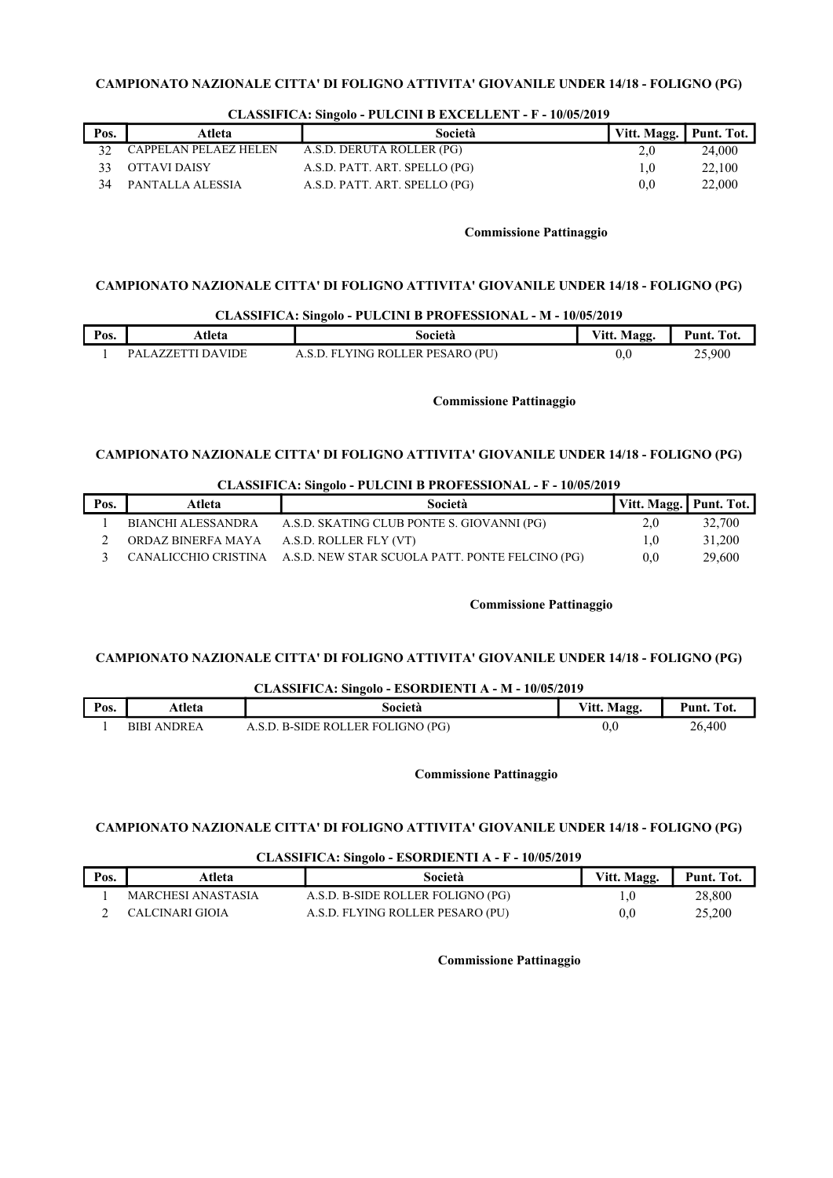**CAMPIONATO NAZIONALE CITTA' DI FOLIGNO ATTIVITA' GIOVANILE UNDER 14/18 - FOLIGNO (PG)**

**CLASSIFICA: Singolo - PULCINI B EXCELLENT - F - 10/05/2019**

| Pos. | Atleta | Società | Vitt. Magg. | Punt. Tot. |
|---|---|---|---|---|
| 32 | CAPPELAN PELAEZ HELEN | A.S.D. DERUTA ROLLER (PG) | 2,0 | 24,000 |
| 33 | OTTAVI DAISY | A.S.D. PATT. ART. SPELLO (PG) | 1,0 | 22,100 |
| 34 | PANTALLA ALESSIA | A.S.D. PATT. ART. SPELLO (PG) | 0,0 | 22,000 |

**Commissione Pattinaggio**

**CAMPIONATO NAZIONALE CITTA' DI FOLIGNO ATTIVITA' GIOVANILE UNDER 14/18 - FOLIGNO (PG)**

**CLASSIFICA: Singolo - PULCINI B PROFESSIONAL - M - 10/05/2019**

| Pos. | Atleta | Società | Vitt. Magg. | Punt. Tot. |
|---|---|---|---|---|
| 1 | PALAZZETTI DAVIDE | A.S.D. FLYING ROLLER PESARO (PU) | 0,0 | 25,900 |

**Commissione Pattinaggio**

**CAMPIONATO NAZIONALE CITTA' DI FOLIGNO ATTIVITA' GIOVANILE UNDER 14/18 - FOLIGNO (PG)**

**CLASSIFICA: Singolo - PULCINI B PROFESSIONAL - F - 10/05/2019**

| Pos. | Atleta | Società | Vitt. Magg. | Punt. Tot. |
|---|---|---|---|---|
| 1 | BIANCHI ALESSANDRA | A.S.D. SKATING CLUB PONTE S. GIOVANNI (PG) | 2,0 | 32,700 |
| 2 | ORDAZ BINERFA MAYA | A.S.D. ROLLER FLY (VT) | 1,0 | 31,200 |
| 3 | CANALICCHIO CRISTINA | A.S.D. NEW STAR SCUOLA PATT. PONTE FELCINO (PG) | 0,0 | 29,600 |

**Commissione Pattinaggio**

**CAMPIONATO NAZIONALE CITTA' DI FOLIGNO ATTIVITA' GIOVANILE UNDER 14/18 - FOLIGNO (PG)**

**CLASSIFICA: Singolo - ESORDIENTI A - M - 10/05/2019**

| Pos. | Atleta | Società | Vitt. Magg. | Punt. Tot. |
|---|---|---|---|---|
| 1 | BIBI ANDREA | A.S.D. B-SIDE ROLLER FOLIGNO (PG) | 0,0 | 26,400 |

**Commissione Pattinaggio**

**CAMPIONATO NAZIONALE CITTA' DI FOLIGNO ATTIVITA' GIOVANILE UNDER 14/18 - FOLIGNO (PG)**

**CLASSIFICA: Singolo - ESORDIENTI A - F - 10/05/2019**

| Pos. | Atleta | Società | Vitt. Magg. | Punt. Tot. |
|---|---|---|---|---|
| 1 | MARCHESI ANASTASIA | A.S.D. B-SIDE ROLLER FOLIGNO (PG) | 1,0 | 28,800 |
| 2 | CALCINARI GIOIA | A.S.D. FLYING ROLLER PESARO (PU) | 0,0 | 25,200 |

**Commissione Pattinaggio**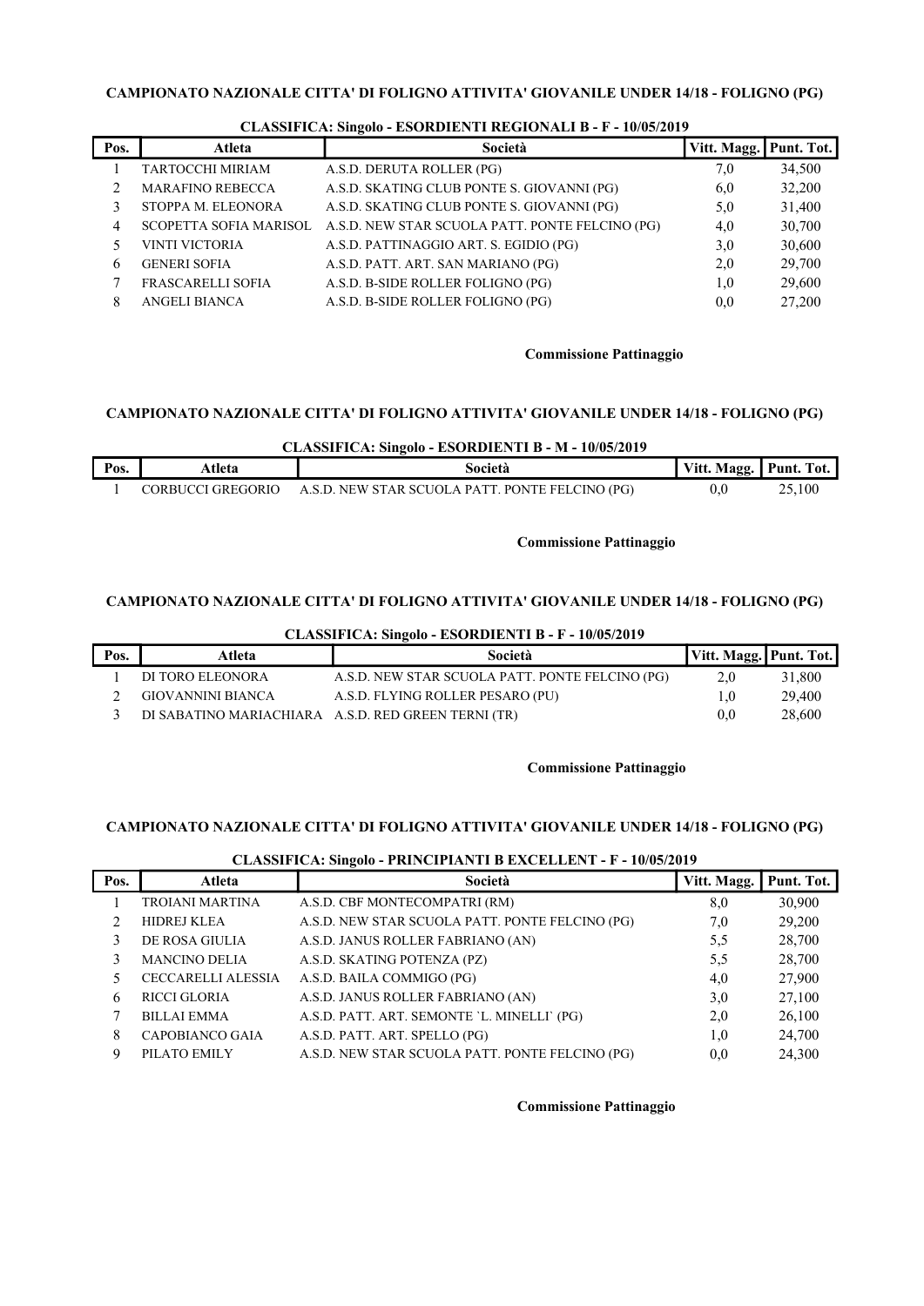**CAMPIONATO NAZIONALE CITTA' DI FOLIGNO ATTIVITA' GIOVANILE UNDER 14/18 - FOLIGNO (PG)**

**CLASSIFICA: Singolo - ESORDIENTI REGIONALI B - F - 10/05/2019**

| Pos. | Atleta | Società | Vitt. Magg. | Punt. Tot. |
|---|---|---|---|---|
| 1 | TARTOCCHI MIRIAM | A.S.D. DERUTA ROLLER (PG) | 7,0 | 34,500 |
| 2 | MARAFINO REBECCA | A.S.D. SKATING CLUB PONTE S. GIOVANNI (PG) | 6,0 | 32,200 |
| 3 | STOPPA M. ELEONORA | A.S.D. SKATING CLUB PONTE S. GIOVANNI (PG) | 5,0 | 31,400 |
| 4 | SCOPETTA SOFIA MARISOL | A.S.D. NEW STAR SCUOLA PATT. PONTE FELCINO (PG) | 4,0 | 30,700 |
| 5 | VINTI VICTORIA | A.S.D. PATTINAGGIO ART. S. EGIDIO (PG) | 3,0 | 30,600 |
| 6 | GENERI SOFIA | A.S.D. PATT. ART. SAN MARIANO (PG) | 2,0 | 29,700 |
| 7 | FRASCARELLI SOFIA | A.S.D. B-SIDE ROLLER FOLIGNO (PG) | 1,0 | 29,600 |
| 8 | ANGELI BIANCA | A.S.D. B-SIDE ROLLER FOLIGNO (PG) | 0,0 | 27,200 |

**Commissione Pattinaggio**

**CAMPIONATO NAZIONALE CITTA' DI FOLIGNO ATTIVITA' GIOVANILE UNDER 14/18 - FOLIGNO (PG)**

**CLASSIFICA: Singolo - ESORDIENTI B - M - 10/05/2019**

| Pos. | Atleta | Società | Vitt. Magg. | Punt. Tot. |
|---|---|---|---|---|
| 1 | CORBUCCI GREGORIO | A.S.D. NEW STAR SCUOLA PATT. PONTE FELCINO (PG) | 0,0 | 25,100 |

**Commissione Pattinaggio**

**CAMPIONATO NAZIONALE CITTA' DI FOLIGNO ATTIVITA' GIOVANILE UNDER 14/18 - FOLIGNO (PG)**

**CLASSIFICA: Singolo - ESORDIENTI B - F - 10/05/2019**

| Pos. | Atleta | Società | Vitt. Magg. | Punt. Tot. |
|---|---|---|---|---|
| 1 | DI TORO ELEONORA | A.S.D. NEW STAR SCUOLA PATT. PONTE FELCINO (PG) | 2,0 | 31,800 |
| 2 | GIOVANNINI BIANCA | A.S.D. FLYING ROLLER PESARO (PU) | 1,0 | 29,400 |
| 3 | DI SABATINO MARIACHIARA | A.S.D. RED GREEN TERNI (TR) | 0,0 | 28,600 |

**Commissione Pattinaggio**

**CAMPIONATO NAZIONALE CITTA' DI FOLIGNO ATTIVITA' GIOVANILE UNDER 14/18 - FOLIGNO (PG)**

**CLASSIFICA: Singolo - PRINCIPIANTI B EXCELLENT - F - 10/05/2019**

| Pos. | Atleta | Società | Vitt. Magg. | Punt. Tot. |
|---|---|---|---|---|
| 1 | TROIANI MARTINA | A.S.D. CBF MONTECOMPATRI (RM) | 8,0 | 30,900 |
| 2 | HIDREJ KLEA | A.S.D. NEW STAR SCUOLA PATT. PONTE FELCINO (PG) | 7,0 | 29,200 |
| 3 | DE ROSA GIULIA | A.S.D. JANUS ROLLER FABRIANO (AN) | 5,5 | 28,700 |
| 3 | MANCINO DELIA | A.S.D. SKATING POTENZA (PZ) | 5,5 | 28,700 |
| 5 | CECCARELLI ALESSIA | A.S.D. BAILA COMMIGO (PG) | 4,0 | 27,900 |
| 6 | RICCI GLORIA | A.S.D. JANUS ROLLER FABRIANO (AN) | 3,0 | 27,100 |
| 7 | BILLAI EMMA | A.S.D. PATT. ART. SEMONTE `L. MINELLI` (PG) | 2,0 | 26,100 |
| 8 | CAPOBIANCO GAIA | A.S.D. PATT. ART. SPELLO (PG) | 1,0 | 24,700 |
| 9 | PILATO EMILY | A.S.D. NEW STAR SCUOLA PATT. PONTE FELCINO (PG) | 0,0 | 24,300 |

**Commissione Pattinaggio**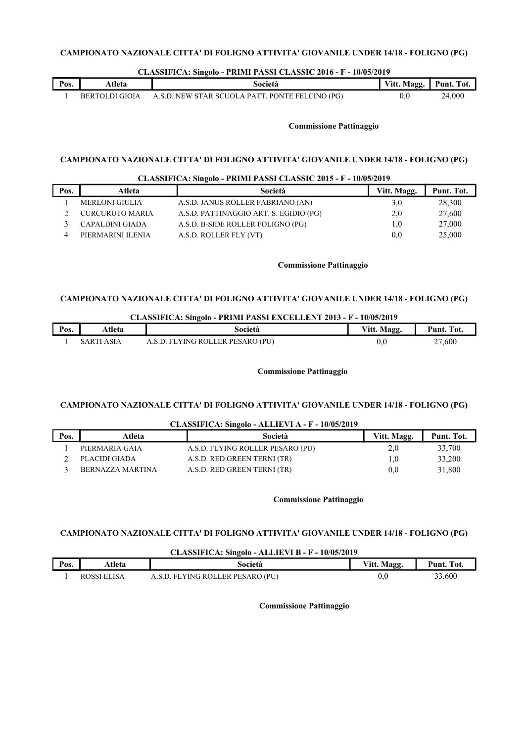**CAMPIONATO NAZIONALE CITTA' DI FOLIGNO ATTIVITA' GIOVANILE UNDER 14/18 - FOLIGNO (PG)**

**CLASSIFICA: Singolo - PRIMI PASSI CLASSIC 2016 - F - 10/05/2019**

| Pos. | Atleta | Società | Vitt. Magg. | Punt. Tot. |
|---|---|---|---|---|
| 1 | BERTOLDI GIOIA | A.S.D. NEW STAR SCUOLA PATT. PONTE FELCINO (PG) | 0,0 | 24,000 |

**Commissione Pattinaggio**

**CAMPIONATO NAZIONALE CITTA' DI FOLIGNO ATTIVITA' GIOVANILE UNDER 14/18 - FOLIGNO (PG)**

**CLASSIFICA: Singolo - PRIMI PASSI CLASSIC 2015 - F - 10/05/2019**

| Pos. | Atleta | Società | Vitt. Magg. | Punt. Tot. |
|---|---|---|---|---|
| 1 | MERLONI GIULIA | A.S.D. JANUS ROLLER FABRIANO (AN) | 3,0 | 28,300 |
| 2 | CURCURUTO MARIA | A.S.D. PATTINAGGIO ART. S. EGIDIO (PG) | 2,0 | 27,600 |
| 3 | CAPALDINI GIADA | A.S.D. B-SIDE ROLLER FOLIGNO (PG) | 1,0 | 27,000 |
| 4 | PIERMARINI ILENIA | A.S.D. ROLLER FLY (VT) | 0,0 | 25,000 |

**Commissione Pattinaggio**

**CAMPIONATO NAZIONALE CITTA' DI FOLIGNO ATTIVITA' GIOVANILE UNDER 14/18 - FOLIGNO (PG)**

**CLASSIFICA: Singolo - PRIMI PASSI EXCELLENT 2013 - F - 10/05/2019**

| Pos. | Atleta | Società | Vitt. Magg. | Punt. Tot. |
|---|---|---|---|---|
| 1 | SARTI ASIA | A.S.D. FLYING ROLLER PESARO (PU) | 0,0 | 27,600 |

**Commissione Pattinaggio**

**CAMPIONATO NAZIONALE CITTA' DI FOLIGNO ATTIVITA' GIOVANILE UNDER 14/18 - FOLIGNO (PG)**

**CLASSIFICA: Singolo - ALLIEVI A - F - 10/05/2019**

| Pos. | Atleta | Società | Vitt. Magg. | Punt. Tot. |
|---|---|---|---|---|
| 1 | PIERMARIA GAIA | A.S.D. FLYING ROLLER PESARO (PU) | 2,0 | 33,700 |
| 2 | PLACIDI GIADA | A.S.D. RED GREEN TERNI (TR) | 1,0 | 33,200 |
| 3 | BERNAZZA MARTINA | A.S.D. RED GREEN TERNI (TR) | 0,0 | 31,800 |

**Commissione Pattinaggio**

**CAMPIONATO NAZIONALE CITTA' DI FOLIGNO ATTIVITA' GIOVANILE UNDER 14/18 - FOLIGNO (PG)**

**CLASSIFICA: Singolo - ALLIEVI B - F - 10/05/2019**

| Pos. | Atleta | Società | Vitt. Magg. | Punt. Tot. |
|---|---|---|---|---|
| 1 | ROSSI ELISA | A.S.D. FLYING ROLLER PESARO (PU) | 0,0 | 33,600 |

**Commissione Pattinaggio**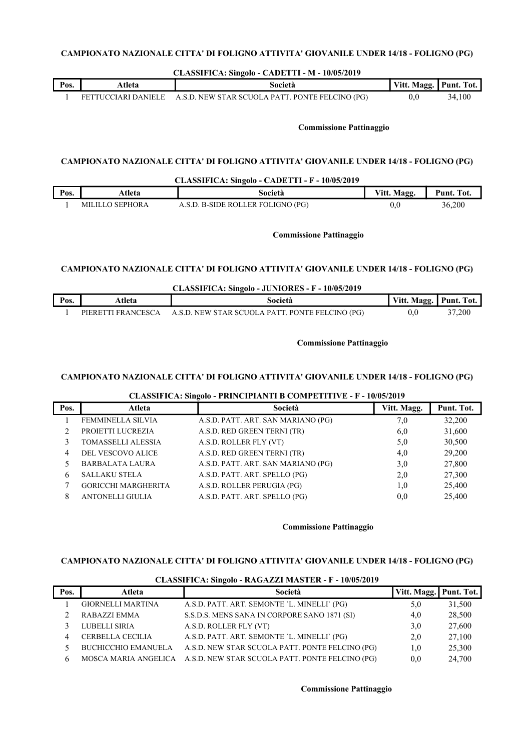**CAMPIONATO NAZIONALE CITTA' DI FOLIGNO ATTIVITA' GIOVANILE UNDER 14/18 - FOLIGNO (PG)**

**CLASSIFICA: Singolo - CADETTI - M - 10/05/2019**

| Pos. | Atleta | Società | Vitt. Magg. | Punt. Tot. |
|---|---|---|---|---|
| 1 | FETTUCCIARI DANIELE | A.S.D. NEW STAR SCUOLA PATT. PONTE FELCINO (PG) | 0,0 | 34,100 |

**Commissione Pattinaggio**

**CAMPIONATO NAZIONALE CITTA' DI FOLIGNO ATTIVITA' GIOVANILE UNDER 14/18 - FOLIGNO (PG)**

**CLASSIFICA: Singolo - CADETTI - F - 10/05/2019**

| Pos. | Atleta | Società | Vitt. Magg. | Punt. Tot. |
|---|---|---|---|---|
| 1 | MILILLO SEPHORA | A.S.D. B-SIDE ROLLER FOLIGNO (PG) | 0,0 | 36,200 |

**Commissione Pattinaggio**

**CAMPIONATO NAZIONALE CITTA' DI FOLIGNO ATTIVITA' GIOVANILE UNDER 14/18 - FOLIGNO (PG)**

**CLASSIFICA: Singolo - JUNIORES - F - 10/05/2019**

| Pos. | Atleta | Società | Vitt. Magg. | Punt. Tot. |
|---|---|---|---|---|
| 1 | PIERETTI FRANCESCA | A.S.D. NEW STAR SCUOLA PATT. PONTE FELCINO (PG) | 0,0 | 37,200 |

**Commissione Pattinaggio**

**CAMPIONATO NAZIONALE CITTA' DI FOLIGNO ATTIVITA' GIOVANILE UNDER 14/18 - FOLIGNO (PG)**

**CLASSIFICA: Singolo - PRINCIPIANTI B COMPETITIVE - F - 10/05/2019**

| Pos. | Atleta | Società | Vitt. Magg. | Punt. Tot. |
|---|---|---|---|---|
| 1 | FEMMINELLA SILVIA | A.S.D. PATT. ART. SAN MARIANO (PG) | 7,0 | 32,200 |
| 2 | PROIETTI LUCREZIA | A.S.D. RED GREEN TERNI (TR) | 6,0 | 31,600 |
| 3 | TOMASSELLI ALESSIA | A.S.D. ROLLER FLY (VT) | 5,0 | 30,500 |
| 4 | DEL VESCOVO ALICE | A.S.D. RED GREEN TERNI (TR) | 4,0 | 29,200 |
| 5 | BARBALATA LAURA | A.S.D. PATT. ART. SAN MARIANO (PG) | 3,0 | 27,800 |
| 6 | SALLAKU STELA | A.S.D. PATT. ART. SPELLO (PG) | 2,0 | 27,300 |
| 7 | GORICCHI MARGHERITA | A.S.D. ROLLER PERUGIA (PG) | 1,0 | 25,400 |
| 8 | ANTONELLI GIULIA | A.S.D. PATT. ART. SPELLO (PG) | 0,0 | 25,400 |

**Commissione Pattinaggio**

**CAMPIONATO NAZIONALE CITTA' DI FOLIGNO ATTIVITA' GIOVANILE UNDER 14/18 - FOLIGNO (PG)**

**CLASSIFICA: Singolo - RAGAZZI MASTER - F - 10/05/2019**

| Pos. | Atleta | Società | Vitt. Magg. | Punt. Tot. |
|---|---|---|---|---|
| 1 | GIORNELLI MARTINA | A.S.D. PATT. ART. SEMONTE `L. MINELLI` (PG) | 5,0 | 31,500 |
| 2 | RABAZZI EMMA | S.S.D.S. MENS SANA IN CORPORE SANO 1871 (SI) | 4,0 | 28,500 |
| 3 | LUBELLI SIRIA | A.S.D. ROLLER FLY (VT) | 3,0 | 27,600 |
| 4 | CERBELLA CECILIA | A.S.D. PATT. ART. SEMONTE `L. MINELLI` (PG) | 2,0 | 27,100 |
| 5 | BUCHICCHIO EMANUELA | A.S.D. NEW STAR SCUOLA PATT. PONTE FELCINO (PG) | 1,0 | 25,300 |
| 6 | MOSCA MARIA ANGELICA | A.S.D. NEW STAR SCUOLA PATT. PONTE FELCINO (PG) | 0,0 | 24,700 |

**Commissione Pattinaggio**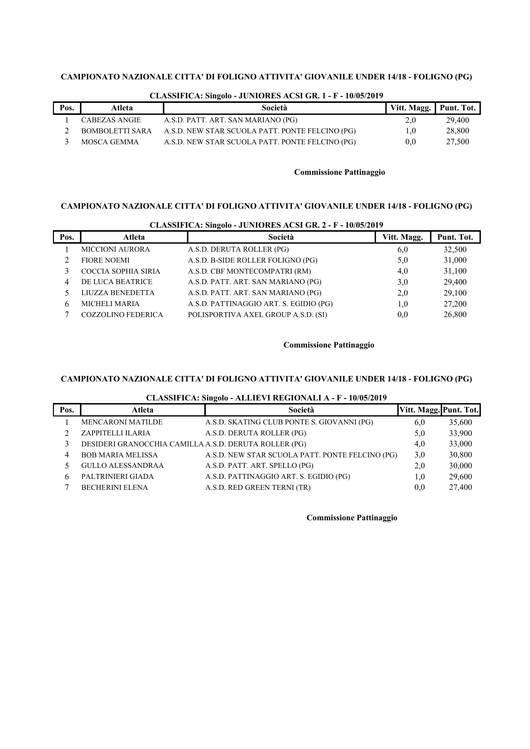**CAMPIONATO NAZIONALE CITTA' DI FOLIGNO ATTIVITA' GIOVANILE UNDER 14/18 - FOLIGNO (PG)**

**CLASSIFICA: Singolo - JUNIORES ACSI GR. 1 - F - 10/05/2019**

| Pos. | Atleta | Società | Vitt. Magg. | Punt. Tot. |
|---|---|---|---|---|
| 1 | CABEZAS ANGIE | A.S.D. PATT. ART. SAN MARIANO (PG) | 2,0 | 29,400 |
| 2 | BOMBOLETTI SARA | A.S.D. NEW STAR SCUOLA PATT. PONTE FELCINO (PG) | 1,0 | 28,800 |
| 3 | MOSCA GEMMA | A.S.D. NEW STAR SCUOLA PATT. PONTE FELCINO (PG) | 0,0 | 27,500 |

**Commissione Pattinaggio**

**CAMPIONATO NAZIONALE CITTA' DI FOLIGNO ATTIVITA' GIOVANILE UNDER 14/18 - FOLIGNO (PG)**

**CLASSIFICA: Singolo - JUNIORES ACSI GR. 2 - F - 10/05/2019**

| Pos. | Atleta | Società | Vitt. Magg. | Punt. Tot. |
|---|---|---|---|---|
| 1 | MICCIONI AURORA | A.S.D. DERUTA ROLLER (PG) | 6,0 | 32,500 |
| 2 | FIORE NOEMI | A.S.D. B-SIDE ROLLER FOLIGNO (PG) | 5,0 | 31,000 |
| 3 | COCCIA SOPHIA SIRIA | A.S.D. CBF MONTECOMPATRI (RM) | 4,0 | 31,100 |
| 4 | DE LUCA BEATRICE | A.S.D. PATT. ART. SAN MARIANO (PG) | 3,0 | 29,400 |
| 5 | LIUZZA BENEDETTA | A.S.D. PATT. ART. SAN MARIANO (PG) | 2,0 | 29,100 |
| 6 | MICHELI MARIA | A.S.D. PATTINAGGIO ART. S. EGIDIO (PG) | 1,0 | 27,200 |
| 7 | COZZOLINO FEDERICA | POLISPORTIVA AXEL GROUP A.S.D. (SI) | 0,0 | 26,800 |

**Commissione Pattinaggio**

**CAMPIONATO NAZIONALE CITTA' DI FOLIGNO ATTIVITA' GIOVANILE UNDER 14/18 - FOLIGNO (PG)**

**CLASSIFICA: Singolo - ALLIEVI REGIONALI A - F - 10/05/2019**

| Pos. | Atleta | Società | Vitt. Magg. | Punt. Tot. |
|---|---|---|---|---|
| 1 | MENCARONI MATILDE | A.S.D. SKATING CLUB PONTE S. GIOVANNI (PG) | 6,0 | 35,600 |
| 2 | ZAPPITELLI ILARIA | A.S.D. DERUTA ROLLER (PG) | 5,0 | 33,900 |
| 3 | DESIDERI GRANOCCHIA CAMILLA | A.S.D. DERUTA ROLLER (PG) | 4,0 | 33,000 |
| 4 | BOB MARIA MELISSA | A.S.D. NEW STAR SCUOLA PATT. PONTE FELCINO (PG) | 3,0 | 30,800 |
| 5 | GULLO ALESSANDRAA | A.S.D. PATT. ART. SPELLO (PG) | 2,0 | 30,000 |
| 6 | PALTRINIERI GIADA | A.S.D. PATTINAGGIO ART. S. EGIDIO (PG) | 1,0 | 29,600 |
| 7 | BECHERINI ELENA | A.S.D. RED GREEN TERNI (TR) | 0,0 | 27,400 |

**Commissione Pattinaggio**